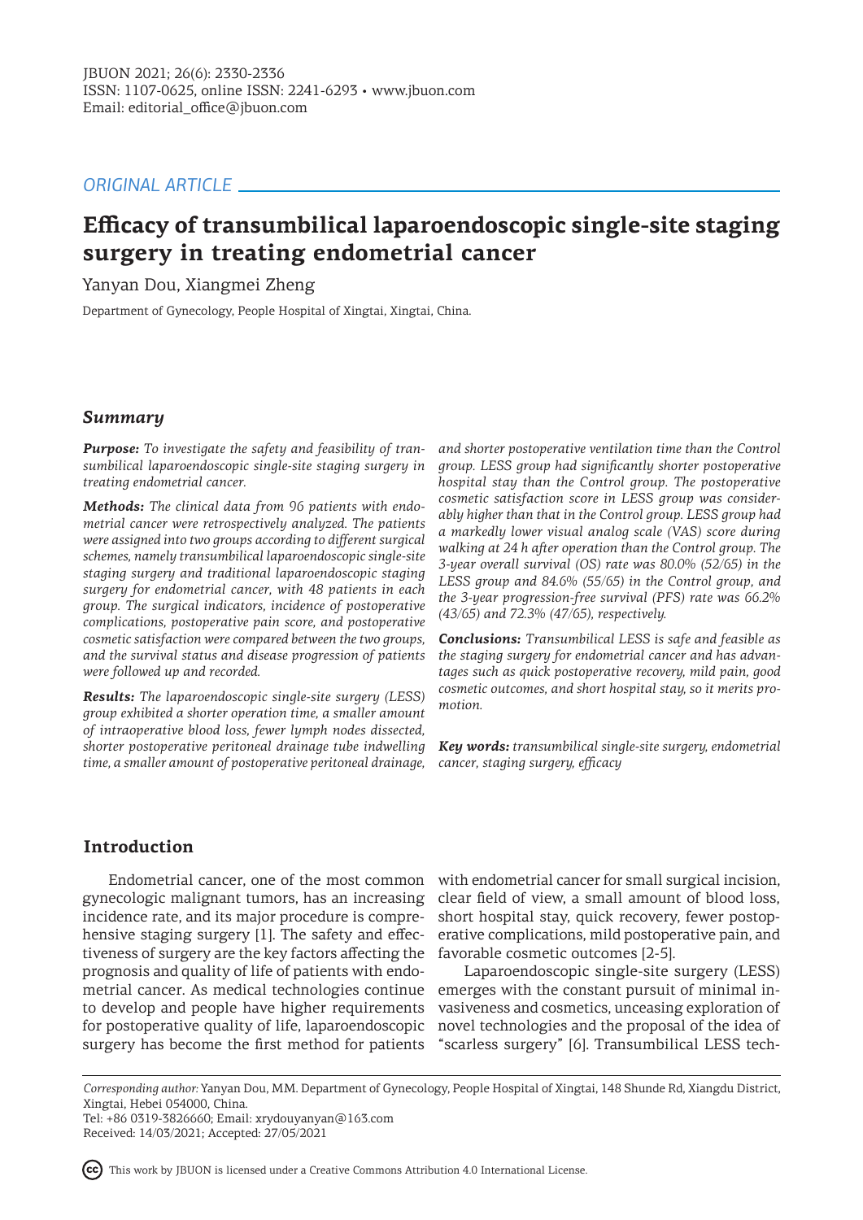*ORIGINAL ARTICLE*

# Efficacy of transumbilical laparoendoscopic single-site staging surgery in treating endometrial cancer

Yanyan Dou, Xiangmei Zheng

Department of Gynecology, People Hospital of Xingtai, Xingtai, China.

## Summary

***Purpose:*** *To investigate the safety and feasibility of transumbilical laparoendoscopic single-site staging surgery in treating endometrial cancer.*

***Methods:*** *The clinical data from 96 patients with endometrial cancer were retrospectively analyzed. The patients were assigned into two groups according to different surgical schemes, namely transumbilical laparoendoscopic single-site staging surgery and traditional laparoendoscopic staging surgery for endometrial cancer, with 48 patients in each group. The surgical indicators, incidence of postoperative complications, postoperative pain score, and postoperative cosmetic satisfaction were compared between the two groups, and the survival status and disease progression of patients were followed up and recorded.*

***Results:*** *The laparoendoscopic single-site surgery (LESS) group exhibited a shorter operation time, a smaller amount of intraoperative blood loss, fewer lymph nodes dissected, shorter postoperative peritoneal drainage tube indwelling time, a smaller amount of postoperative peritoneal drainage, and shorter postoperative ventilation time than the Control group. LESS group had significantly shorter postoperative hospital stay than the Control group. The postoperative cosmetic satisfaction score in LESS group was considerably higher than that in the Control group. LESS group had a markedly lower visual analog scale (VAS) score during walking at 24 h after operation than the Control group. The 3-year overall survival (OS) rate was 80.0% (52/65) in the LESS group and 84.6% (55/65) in the Control group, and the 3-year progression-free survival (PFS) rate was 66.2% (43/65) and 72.3% (47/65), respectively.*

***Conclusions:*** *Transumbilical LESS is safe and feasible as the staging surgery for endometrial cancer and has advantages such as quick postoperative recovery, mild pain, good cosmetic outcomes, and short hospital stay, so it merits promotion.*

***Key words:*** *transumbilical single-site surgery, endometrial cancer, staging surgery, efficacy*

## Introduction

Endometrial cancer, one of the most common gynecologic malignant tumors, has an increasing incidence rate, and its major procedure is comprehensive staging surgery [1]. The safety and effectiveness of surgery are the key factors affecting the prognosis and quality of life of patients with endometrial cancer. As medical technologies continue to develop and people have higher requirements for postoperative quality of life, laparoendoscopic surgery has become the first method for patients with endometrial cancer for small surgical incision, clear field of view, a small amount of blood loss, short hospital stay, quick recovery, fewer postoperative complications, mild postoperative pain, and favorable cosmetic outcomes [2-5].

Laparoendoscopic single-site surgery (LESS) emerges with the constant pursuit of minimal invasiveness and cosmetics, unceasing exploration of novel technologies and the proposal of the idea of "scarless surgery" [6]. Transumbilical LESS tech-

*Corresponding author:* Yanyan Dou, MM. Department of Gynecology, People Hospital of Xingtai, 148 Shunde Rd, Xiangdu District, Xingtai, Hebei 054000, China.
Tel: +86 0319-3826660; Email: xrydouyanyan@163.com
Received: 14/03/2021; Accepted: 27/05/2021

This work by JBUON is licensed under a Creative Commons Attribution 4.0 International License.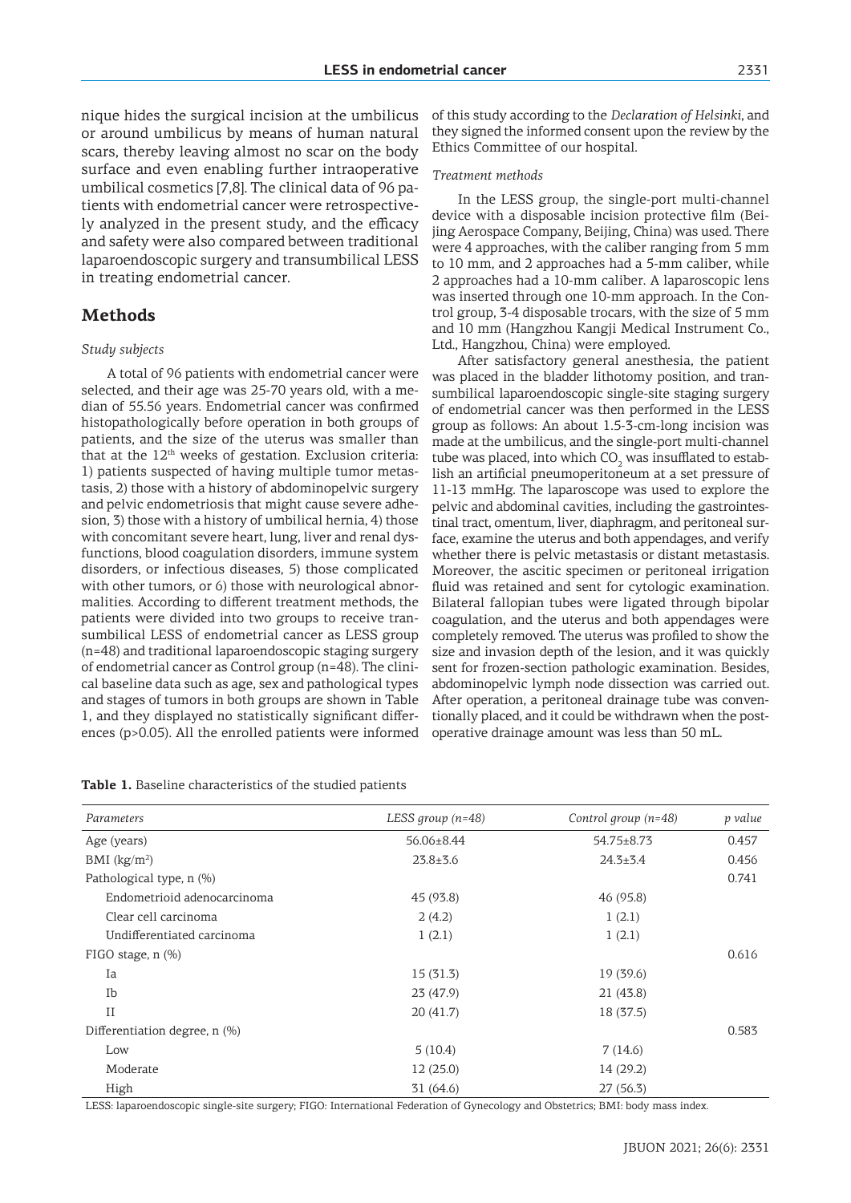nique hides the surgical incision at the umbilicus or around umbilicus by means of human natural scars, thereby leaving almost no scar on the body surface and even enabling further intraoperative umbilical cosmetics [7,8]. The clinical data of 96 patients with endometrial cancer were retrospectively analyzed in the present study, and the efficacy and safety were also compared between traditional laparoendoscopic surgery and transumbilical LESS in treating endometrial cancer.

## Methods

### *Study subjects*

A total of 96 patients with endometrial cancer were selected, and their age was 25-70 years old, with a median of 55.56 years. Endometrial cancer was confirmed histopathologically before operation in both groups of patients, and the size of the uterus was smaller than that at the 12th weeks of gestation. Exclusion criteria: 1) patients suspected of having multiple tumor metastasis, 2) those with a history of abdominopelvic surgery and pelvic endometriosis that might cause severe adhesion, 3) those with a history of umbilical hernia, 4) those with concomitant severe heart, lung, liver and renal dysfunctions, blood coagulation disorders, immune system disorders, or infectious diseases, 5) those complicated with other tumors, or 6) those with neurological abnormalities. According to different treatment methods, the patients were divided into two groups to receive transumbilical LESS of endometrial cancer as LESS group (n=48) and traditional laparoendoscopic staging surgery of endometrial cancer as Control group (n=48). The clinical baseline data such as age, sex and pathological types and stages of tumors in both groups are shown in Table 1, and they displayed no statistically significant differences ($p>0.05$). All the enrolled patients were informed of this study according to the *Declaration of Helsinki*, and they signed the informed consent upon the review by the Ethics Committee of our hospital.

### *Treatment methods*

In the LESS group, the single-port multi-channel device with a disposable incision protective film (Beijing Aerospace Company, Beijing, China) was used. There were 4 approaches, with the caliber ranging from 5 mm to 10 mm, and 2 approaches had a 5-mm caliber, while 2 approaches had a 10-mm caliber. A laparoscopic lens was inserted through one 10-mm approach. In the Control group, 3-4 disposable trocars, with the size of 5 mm and 10 mm (Hangzhou Kangji Medical Instrument Co., Ltd., Hangzhou, China) were employed.

After satisfactory general anesthesia, the patient was placed in the bladder lithotomy position, and transumbilical laparoendoscopic single-site staging surgery of endometrial cancer was then performed in the LESS group as follows: An about 1.5-3-cm-long incision was made at the umbilicus, and the single-port multi-channel tube was placed, into which $CO_2$ was insufflated to establish an artificial pneumoperitoneum at a set pressure of 11-13 mmHg. The laparoscope was used to explore the pelvic and abdominal cavities, including the gastrointestinal tract, omentum, liver, diaphragm, and peritoneal surface, examine the uterus and both appendages, and verify whether there is pelvic metastasis or distant metastasis. Moreover, the ascitic specimen or peritoneal irrigation fluid was retained and sent for cytologic examination. Bilateral fallopian tubes were ligated through bipolar coagulation, and the uterus and both appendages were completely removed. The uterus was profiled to show the size and invasion depth of the lesion, and it was quickly sent for frozen-section pathologic examination. Besides, abdominopelvic lymph node dissection was carried out. After operation, a peritoneal drainage tube was conventionally placed, and it could be withdrawn when the postoperative drainage amount was less than 50 mL.

**Table 1.** Baseline characteristics of the studied patients

| *Parameters* | *LESS group (n=48)* | *Control group (n=48)* | *p value* |
|---|---|---|---|
| Age (years) | 56.06±8.44 | 54.75±8.73 | 0.457 |
| BMI (kg/m$^2$) | 23.8±3.6 | 24.3±3.4 | 0.456 |
| Pathological type, n (%) | | | 0.741 |
| Endometrioid adenocarcinoma | 45 (93.8) | 46 (95.8) | |
| Clear cell carcinoma | 2 (4.2) | 1 (2.1) | |
| Undifferentiated carcinoma | 1 (2.1) | 1 (2.1) | |
| FIGO stage, n (%) | | | 0.616 |
| Ia | 15 (31.3) | 19 (39.6) | |
| Ib | 23 (47.9) | 21 (43.8) | |
| II | 20 (41.7) | 18 (37.5) | |
| Differentiation degree, n (%) | | | 0.583 |
| Low | 5 (10.4) | 7 (14.6) | |
| Moderate | 12 (25.0) | 14 (29.2) | |
| High | 31 (64.6) | 27 (56.3) | |

LESS: laparoendoscopic single-site surgery; FIGO: International Federation of Gynecology and Obstetrics; BMI: body mass index.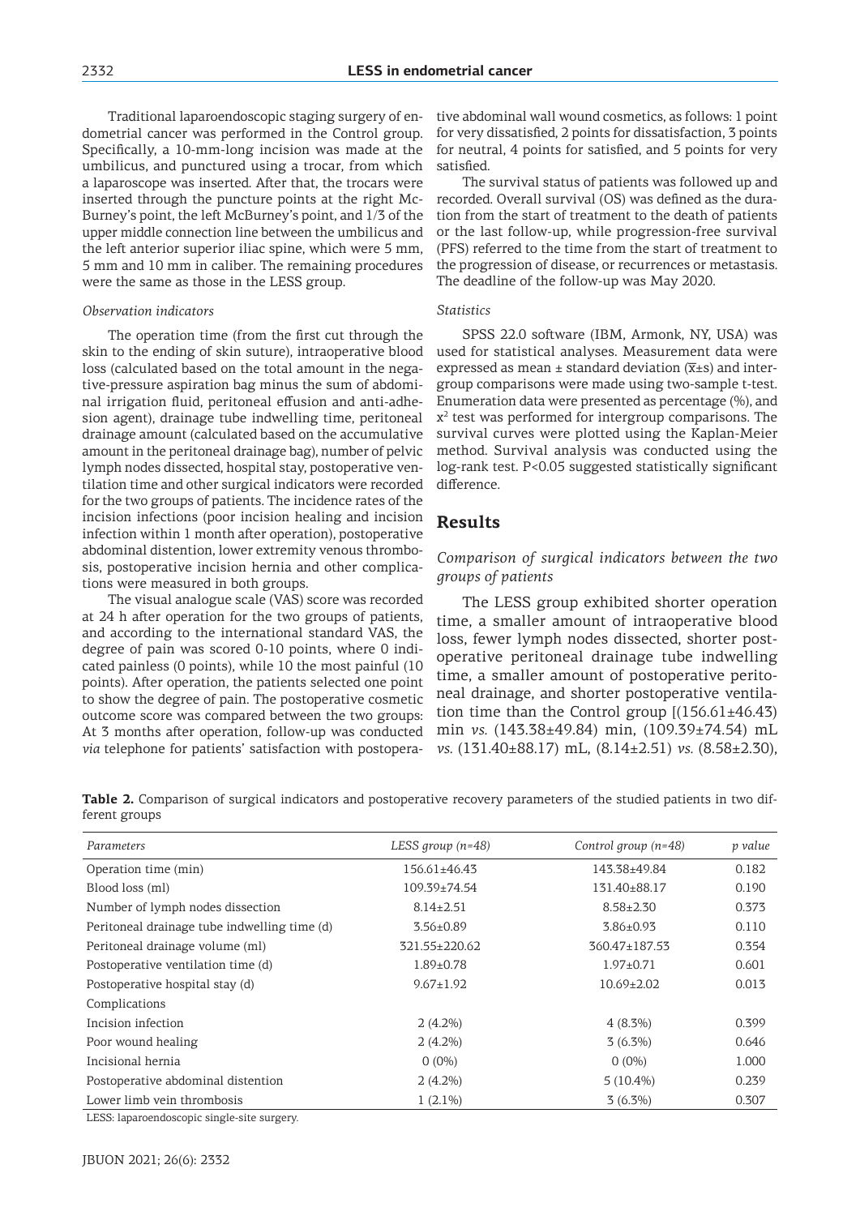Traditional laparoendoscopic staging surgery of endometrial cancer was performed in the Control group. Specifically, a 10-mm-long incision was made at the umbilicus, and punctured using a trocar, from which a laparoscope was inserted. After that, the trocars were inserted through the puncture points at the right McBurney's point, the left McBurney's point, and 1/3 of the upper middle connection line between the umbilicus and the left anterior superior iliac spine, which were 5 mm, 5 mm and 10 mm in caliber. The remaining procedures were the same as those in the LESS group.

#### *Observation indicators*

The operation time (from the first cut through the skin to the ending of skin suture), intraoperative blood loss (calculated based on the total amount in the negative-pressure aspiration bag minus the sum of abdominal irrigation fluid, peritoneal effusion and anti-adhesion agent), drainage tube indwelling time, peritoneal drainage amount (calculated based on the accumulative amount in the peritoneal drainage bag), number of pelvic lymph nodes dissected, hospital stay, postoperative ventilation time and other surgical indicators were recorded for the two groups of patients. The incidence rates of the incision infections (poor incision healing and incision infection within 1 month after operation), postoperative abdominal distention, lower extremity venous thrombosis, postoperative incision hernia and other complications were measured in both groups.

The visual analogue scale (VAS) score was recorded at 24 h after operation for the two groups of patients, and according to the international standard VAS, the degree of pain was scored 0-10 points, where 0 indicated painless (0 points), while 10 the most painful (10 points). After operation, the patients selected one point to show the degree of pain. The postoperative cosmetic outcome score was compared between the two groups: At 3 months after operation, follow-up was conducted *via* telephone for patients' satisfaction with postoperative abdominal wall wound cosmetics, as follows: 1 point for very dissatisfied, 2 points for dissatisfaction, 3 points for neutral, 4 points for satisfied, and 5 points for very satisfied.

The survival status of patients was followed up and recorded. Overall survival (OS) was defined as the duration from the start of treatment to the death of patients or the last follow-up, while progression-free survival (PFS) referred to the time from the start of treatment to the progression of disease, or recurrences or metastasis. The deadline of the follow-up was May 2020.

#### *Statistics*

SPSS 22.0 software (IBM, Armonk, NY, USA) was used for statistical analyses. Measurement data were expressed as mean ± standard deviation ($\bar{x}$±s) and intergroup comparisons were made using two-sample t-test. Enumeration data were presented as percentage (%), and $x^2$ test was performed for intergroup comparisons. The survival curves were plotted using the Kaplan-Meier method. Survival analysis was conducted using the log-rank test. P<0.05 suggested statistically significant difference.

## Results

### *Comparison of surgical indicators between the two groups of patients*

The LESS group exhibited shorter operation time, a smaller amount of intraoperative blood loss, fewer lymph nodes dissected, shorter postoperative peritoneal drainage tube indwelling time, a smaller amount of postoperative peritoneal drainage, and shorter postoperative ventilation time than the Control group [(156.61±46.43) min *vs.* (143.38±49.84) min, (109.39±74.54) mL *vs.* (131.40±88.17) mL, (8.14±2.51) *vs.* (8.58±2.30),

**Table 2.** Comparison of surgical indicators and postoperative recovery parameters of the studied patients in two different groups

| *Parameters* | *LESS group (n=48)* | *Control group (n=48)* | *p value* |
|---|---|---|---|
| Operation time (min) | 156.61±46.43 | 143.38±49.84 | 0.182 |
| Blood loss (ml) | 109.39±74.54 | 131.40±88.17 | 0.190 |
| Number of lymph nodes dissection | 8.14±2.51 | 8.58±2.30 | 0.373 |
| Peritoneal drainage tube indwelling time (d) | 3.56±0.89 | 3.86±0.93 | 0.110 |
| Peritoneal drainage volume (ml) | 321.55±220.62 | 360.47±187.53 | 0.354 |
| Postoperative ventilation time (d) | 1.89±0.78 | 1.97±0.71 | 0.601 |
| Postoperative hospital stay (d) | 9.67±1.92 | 10.69±2.02 | 0.013 |
| Complications | | | |
| Incision infection | 2 (4.2%) | 4 (8.3%) | 0.399 |
| Poor wound healing | 2 (4.2%) | 3 (6.3%) | 0.646 |
| Incisional hernia | 0 (0%) | 0 (0%) | 1.000 |
| Postoperative abdominal distention | 2 (4.2%) | 5 (10.4%) | 0.239 |
| Lower limb vein thrombosis | 1 (2.1%) | 3 (6.3%) | 0.307 |

LESS: laparoendoscopic single-site surgery.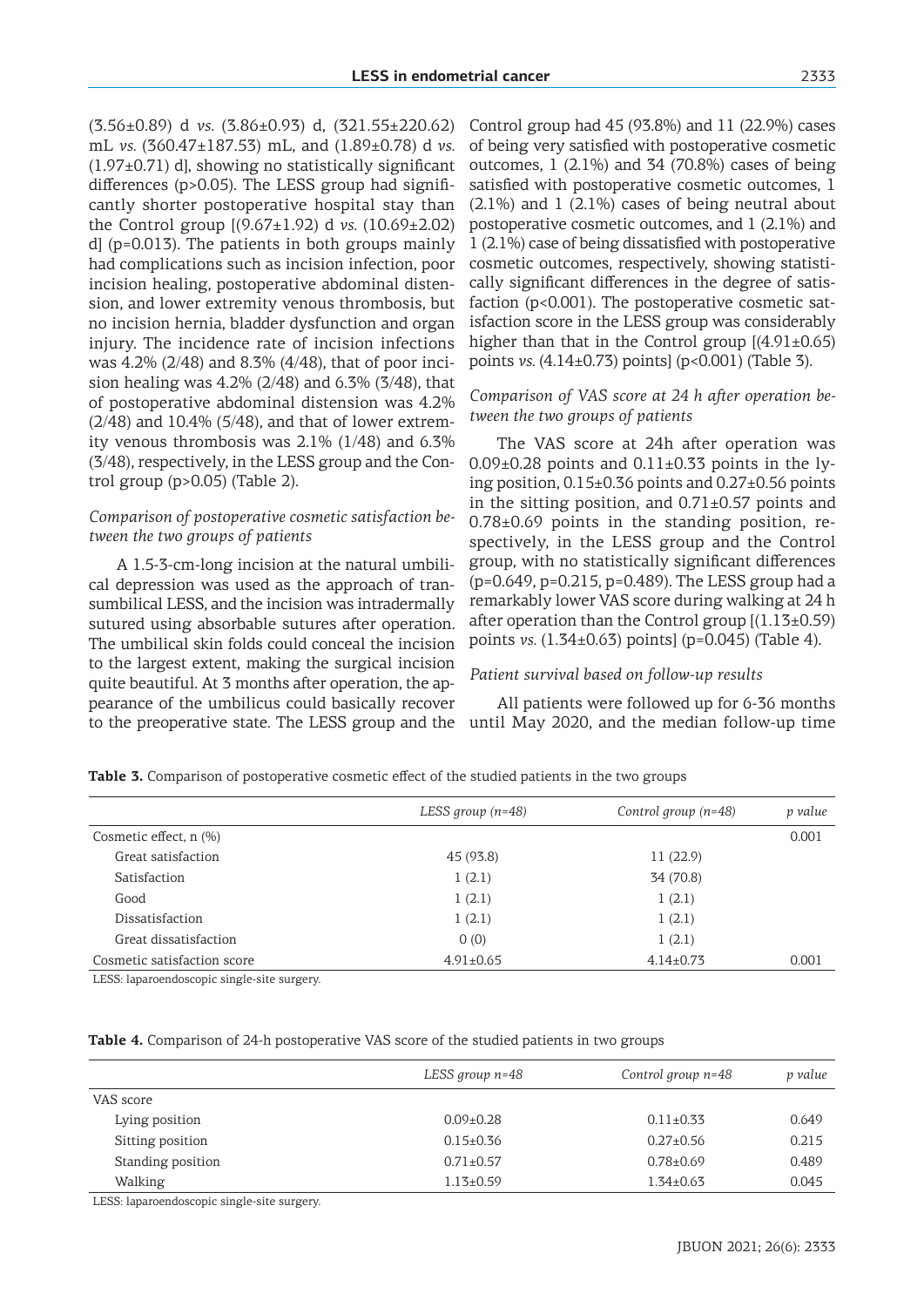(3.56±0.89) d *vs.* (3.86±0.93) d, (321.55±220.62) mL *vs.* (360.47±187.53) mL, and (1.89±0.78) d *vs.* (1.97±0.71) d], showing no statistically significant differences (p>0.05). The LESS group had significantly shorter postoperative hospital stay than the Control group [(9.67±1.92) d *vs.* (10.69±2.02) d] (p=0.013). The patients in both groups mainly had complications such as incision infection, poor incision healing, postoperative abdominal distension, and lower extremity venous thrombosis, but no incision hernia, bladder dysfunction and organ injury. The incidence rate of incision infections was 4.2% (2/48) and 8.3% (4/48), that of poor incision healing was 4.2% (2/48) and 6.3% (3/48), that of postoperative abdominal distension was 4.2% (2/48) and 10.4% (5/48), and that of lower extremity venous thrombosis was 2.1% (1/48) and 6.3% (3/48), respectively, in the LESS group and the Control group (p>0.05) (Table 2).

*Comparison of postoperative cosmetic satisfaction between the two groups of patients*

A 1.5-3-cm-long incision at the natural umbilical depression was used as the approach of transumbilical LESS, and the incision was intradermally sutured using absorbable sutures after operation. The umbilical skin folds could conceal the incision to the largest extent, making the surgical incision quite beautiful. At 3 months after operation, the appearance of the umbilicus could basically recover to the preoperative state. The LESS group and the Control group had 45 (93.8%) and 11 (22.9%) cases of being very satisfied with postoperative cosmetic outcomes, 1 (2.1%) and 34 (70.8%) cases of being satisfied with postoperative cosmetic outcomes, 1 (2.1%) and 1 (2.1%) cases of being neutral about postoperative cosmetic outcomes, and 1 (2.1%) and 1 (2.1%) case of being dissatisfied with postoperative cosmetic outcomes, respectively, showing statistically significant differences in the degree of satisfaction (p<0.001). The postoperative cosmetic satisfaction score in the LESS group was considerably higher than that in the Control group [(4.91±0.65) points *vs.* (4.14±0.73) points] (p<0.001) (Table 3).

*Comparison of VAS score at 24 h after operation between the two groups of patients*

The VAS score at 24h after operation was 0.09±0.28 points and 0.11±0.33 points in the lying position, 0.15±0.36 points and 0.27±0.56 points in the sitting position, and 0.71±0.57 points and 0.78±0.69 points in the standing position, respectively, in the LESS group and the Control group, with no statistically significant differences (p=0.649, p=0.215, p=0.489). The LESS group had a remarkably lower VAS score during walking at 24 h after operation than the Control group [(1.13±0.59) points *vs.* (1.34±0.63) points] (p=0.045) (Table 4).

*Patient survival based on follow-up results*

All patients were followed up for 6-36 months until May 2020, and the median follow-up time

**Table 3.** Comparison of postoperative cosmetic effect of the studied patients in the two groups

| | *LESS group (n=48)* | *Control group (n=48)* | *p value* |
|---|---|---|---|
| Cosmetic effect, n (%) | | | 0.001 |
| Great satisfaction | 45 (93.8) | 11 (22.9) | |
| Satisfaction | 1 (2.1) | 34 (70.8) | |
| Good | 1 (2.1) | 1 (2.1) | |
| Dissatisfaction | 1 (2.1) | 1 (2.1) | |
| Great dissatisfaction | 0 (0) | 1 (2.1) | |
| Cosmetic satisfaction score | 4.91±0.65 | 4.14±0.73 | 0.001 |

LESS: laparoendoscopic single-site surgery.

**Table 4.** Comparison of 24-h postoperative VAS score of the studied patients in two groups

| | *LESS group n=48* | *Control group n=48* | *p value* |
|---|---|---|---|
| VAS score | | | |
| Lying position | 0.09±0.28 | 0.11±0.33 | 0.649 |
| Sitting position | 0.15±0.36 | 0.27±0.56 | 0.215 |
| Standing position | 0.71±0.57 | 0.78±0.69 | 0.489 |
| Walking | 1.13±0.59 | 1.34±0.63 | 0.045 |

LESS: laparoendoscopic single-site surgery.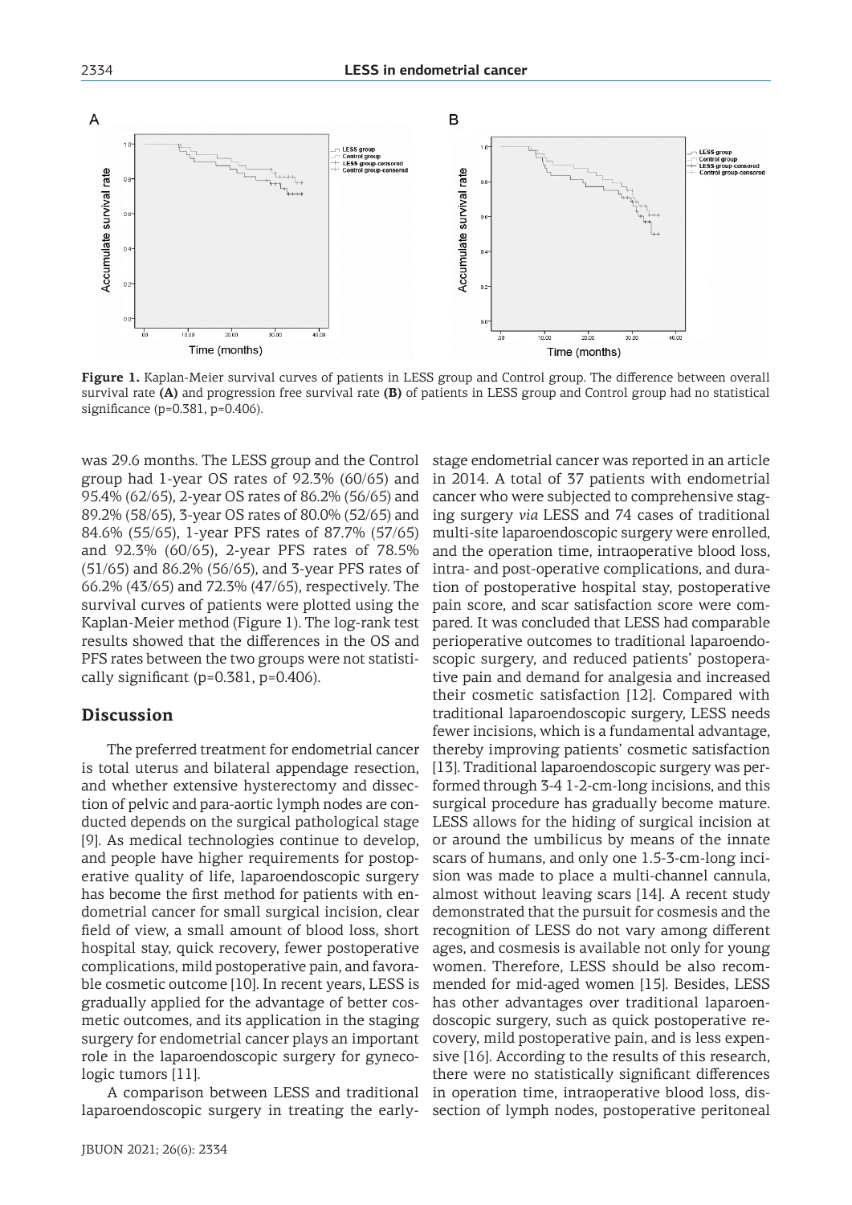**Figure 1.** Kaplan-Meier survival curves of patients in LESS group and Control group. The difference between overall survival rate **(A)** and progression free survival rate **(B)** of patients in LESS group and Control group had no statistical significance (p=0.381, p=0.406).

was 29.6 months. The LESS group and the Control group had 1-year OS rates of 92.3% (60/65) and 95.4% (62/65), 2-year OS rates of 86.2% (56/65) and 89.2% (58/65), 3-year OS rates of 80.0% (52/65) and 84.6% (55/65), 1-year PFS rates of 87.7% (57/65) and 92.3% (60/65), 2-year PFS rates of 78.5% (51/65) and 86.2% (56/65), and 3-year PFS rates of 66.2% (43/65) and 72.3% (47/65), respectively. The survival curves of patients were plotted using the Kaplan-Meier method (Figure 1). The log-rank test results showed that the differences in the OS and PFS rates between the two groups were not statistically significant (p=0.381, p=0.406).

## Discussion

The preferred treatment for endometrial cancer is total uterus and bilateral appendage resection, and whether extensive hysterectomy and dissection of pelvic and para-aortic lymph nodes are conducted depends on the surgical pathological stage [9]. As medical technologies continue to develop, and people have higher requirements for postoperative quality of life, laparoendoscopic surgery has become the first method for patients with endometrial cancer for small surgical incision, clear field of view, a small amount of blood loss, short hospital stay, quick recovery, fewer postoperative complications, mild postoperative pain, and favorable cosmetic outcome [10]. In recent years, LESS is gradually applied for the advantage of better cosmetic outcomes, and its application in the staging surgery for endometrial cancer plays an important role in the laparoendoscopic surgery for gynecologic tumors [11].

A comparison between LESS and traditional laparoendoscopic surgery in treating the early-stage endometrial cancer was reported in an article in 2014. A total of 37 patients with endometrial cancer who were subjected to comprehensive staging surgery *via* LESS and 74 cases of traditional multi-site laparoendoscopic surgery were enrolled, and the operation time, intraoperative blood loss, intra- and post-operative complications, and duration of postoperative hospital stay, postoperative pain score, and scar satisfaction score were compared. It was concluded that LESS had comparable perioperative outcomes to traditional laparoendoscopic surgery, and reduced patients' postoperative pain and demand for analgesia and increased their cosmetic satisfaction [12]. Compared with traditional laparoendoscopic surgery, LESS needs fewer incisions, which is a fundamental advantage, thereby improving patients' cosmetic satisfaction [13]. Traditional laparoendoscopic surgery was performed through 3-4 1-2-cm-long incisions, and this surgical procedure has gradually become mature. LESS allows for the hiding of surgical incision at or around the umbilicus by means of the innate scars of humans, and only one 1.5-3-cm-long incision was made to place a multi-channel cannula, almost without leaving scars [14]. A recent study demonstrated that the pursuit for cosmesis and the recognition of LESS do not vary among different ages, and cosmesis is available not only for young women. Therefore, LESS should be also recommended for mid-aged women [15]. Besides, LESS has other advantages over traditional laparoendoscopic surgery, such as quick postoperative recovery, mild postoperative pain, and is less expensive [16]. According to the results of this research, there were no statistically significant differences in operation time, intraoperative blood loss, dissection of lymph nodes, postoperative peritoneal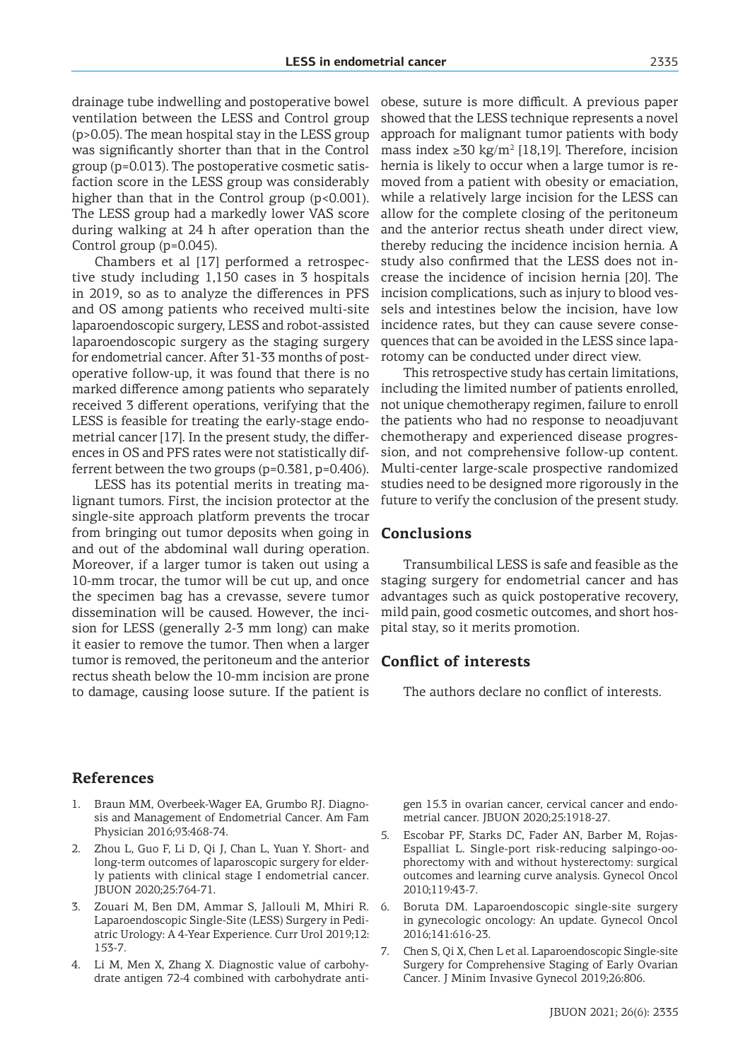drainage tube indwelling and postoperative bowel ventilation between the LESS and Control group (p>0.05). The mean hospital stay in the LESS group was significantly shorter than that in the Control group (p=0.013). The postoperative cosmetic satisfaction score in the LESS group was considerably higher than that in the Control group (p<0.001). The LESS group had a markedly lower VAS score during walking at 24 h after operation than the Control group (p=0.045).

Chambers et al [17] performed a retrospective study including 1,150 cases in 3 hospitals in 2019, so as to analyze the differences in PFS and OS among patients who received multi-site laparoendoscopic surgery, LESS and robot-assisted laparoendoscopic surgery as the staging surgery for endometrial cancer. After 31-33 months of postoperative follow-up, it was found that there is no marked difference among patients who separately received 3 different operations, verifying that the LESS is feasible for treating the early-stage endometrial cancer [17]. In the present study, the differences in OS and PFS rates were not statistically differrent between the two groups (p=0.381, p=0.406).

LESS has its potential merits in treating malignant tumors. First, the incision protector at the single-site approach platform prevents the trocar from bringing out tumor deposits when going in and out of the abdominal wall during operation. Moreover, if a larger tumor is taken out using a 10-mm trocar, the tumor will be cut up, and once the specimen bag has a crevasse, severe tumor dissemination will be caused. However, the incision for LESS (generally 2-3 mm long) can make it easier to remove the tumor. Then when a larger tumor is removed, the peritoneum and the anterior rectus sheath below the 10-mm incision are prone to damage, causing loose suture. If the patient is obese, suture is more difficult. A previous paper showed that the LESS technique represents a novel approach for malignant tumor patients with body mass index ≥30 kg/m$^2$ [18,19]. Therefore, incision hernia is likely to occur when a large tumor is removed from a patient with obesity or emaciation, while a relatively large incision for the LESS can allow for the complete closing of the peritoneum and the anterior rectus sheath under direct view, thereby reducing the incidence incision hernia. A study also confirmed that the LESS does not increase the incidence of incision hernia [20]. The incision complications, such as injury to blood vessels and intestines below the incision, have low incidence rates, but they can cause severe consequences that can be avoided in the LESS since laparotomy can be conducted under direct view.

This retrospective study has certain limitations, including the limited number of patients enrolled, not unique chemotherapy regimen, failure to enroll the patients who had no response to neoadjuvant chemotherapy and experienced disease progression, and not comprehensive follow-up content. Multi-center large-scale prospective randomized studies need to be designed more rigorously in the future to verify the conclusion of the present study.

## Conclusions

Transumbilical LESS is safe and feasible as the staging surgery for endometrial cancer and has advantages such as quick postoperative recovery, mild pain, good cosmetic outcomes, and short hospital stay, so it merits promotion.

## Conflict of interests

The authors declare no conflict of interests.

## References

1. Braun MM, Overbeek-Wager EA, Grumbo RJ. Diagnosis and Management of Endometrial Cancer. Am Fam Physician 2016;93:468-74.
2. Zhou L, Guo F, Li D, Qi J, Chan L, Yuan Y. Short- and long-term outcomes of laparoscopic surgery for elderly patients with clinical stage I endometrial cancer. JBUON 2020;25:764-71.
3. Zouari M, Ben DM, Ammar S, Jallouli M, Mhiri R. Laparoendoscopic Single-Site (LESS) Surgery in Pediatric Urology: A 4-Year Experience. Curr Urol 2019;12: 153-7.
4. Li M, Men X, Zhang X. Diagnostic value of carbohydrate antigen 72-4 combined with carbohydrate antigen 15.3 in ovarian cancer, cervical cancer and endometrial cancer. JBUON 2020;25:1918-27.
5. Escobar PF, Starks DC, Fader AN, Barber M, Rojas-Espalliat L. Single-port risk-reducing salpingo-oophorectomy with and without hysterectomy: surgical outcomes and learning curve analysis. Gynecol Oncol 2010;119:43-7.
6. Boruta DM. Laparoendoscopic single-site surgery in gynecologic oncology: An update. Gynecol Oncol 2016;141:616-23.
7. Chen S, Qi X, Chen L et al. Laparoendoscopic Single-site Surgery for Comprehensive Staging of Early Ovarian Cancer. J Minim Invasive Gynecol 2019;26:806.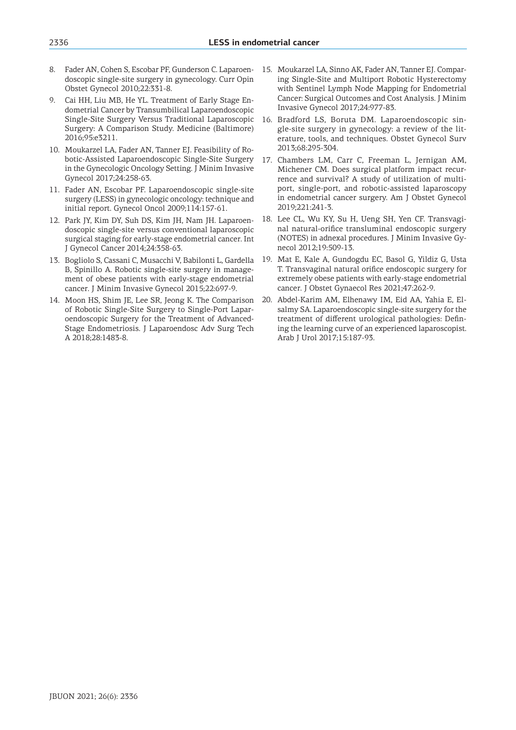8. Fader AN, Cohen S, Escobar PF, Gunderson C. Laparoendoscopic single-site surgery in gynecology. Curr Opin Obstet Gynecol 2010;22:331-8.
9. Cai HH, Liu MB, He YL. Treatment of Early Stage Endometrial Cancer by Transumbilical Laparoendoscopic Single-Site Surgery Versus Traditional Laparoscopic Surgery: A Comparison Study. Medicine (Baltimore) 2016;95:e3211.
10. Moukarzel LA, Fader AN, Tanner EJ. Feasibility of Robotic-Assisted Laparoendoscopic Single-Site Surgery in the Gynecologic Oncology Setting. J Minim Invasive Gynecol 2017;24:258-63.
11. Fader AN, Escobar PF. Laparoendoscopic single-site surgery (LESS) in gynecologic oncology: technique and initial report. Gynecol Oncol 2009;114:157-61.
12. Park JY, Kim DY, Suh DS, Kim JH, Nam JH. Laparoendoscopic single-site versus conventional laparoscopic surgical staging for early-stage endometrial cancer. Int J Gynecol Cancer 2014;24:358-63.
13. Bogliolo S, Cassani C, Musacchi V, Babilonti L, Gardella B, Spinillo A. Robotic single-site surgery in management of obese patients with early-stage endometrial cancer. J Minim Invasive Gynecol 2015;22:697-9.
14. Moon HS, Shim JE, Lee SR, Jeong K. The Comparison of Robotic Single-Site Surgery to Single-Port Laparoendoscopic Surgery for the Treatment of Advanced-Stage Endometriosis. J Laparoendosc Adv Surg Tech A 2018;28:1483-8.
15. Moukarzel LA, Sinno AK, Fader AN, Tanner EJ. Comparing Single-Site and Multiport Robotic Hysterectomy with Sentinel Lymph Node Mapping for Endometrial Cancer: Surgical Outcomes and Cost Analysis. J Minim Invasive Gynecol 2017;24:977-83.
16. Bradford LS, Boruta DM. Laparoendoscopic single-site surgery in gynecology: a review of the literature, tools, and techniques. Obstet Gynecol Surv 2013;68:295-304.
17. Chambers LM, Carr C, Freeman L, Jernigan AM, Michener CM. Does surgical platform impact recurrence and survival? A study of utilization of multiport, single-port, and robotic-assisted laparoscopy in endometrial cancer surgery. Am J Obstet Gynecol 2019;221:241-3.
18. Lee CL, Wu KY, Su H, Ueng SH, Yen CF. Transvaginal natural-orifice transluminal endoscopic surgery (NOTES) in adnexal procedures. J Minim Invasive Gynecol 2012;19:509-13.
19. Mat E, Kale A, Gundogdu EC, Basol G, Yildiz G, Usta T. Transvaginal natural orifice endoscopic surgery for extremely obese patients with early-stage endometrial cancer. J Obstet Gynaecol Res 2021;47:262-9.
20. Abdel-Karim AM, Elhenawy IM, Eid AA, Yahia E, Elsalmy SA. Laparoendoscopic single-site surgery for the treatment of different urological pathologies: Defining the learning curve of an experienced laparoscopist. Arab J Urol 2017;15:187-93.